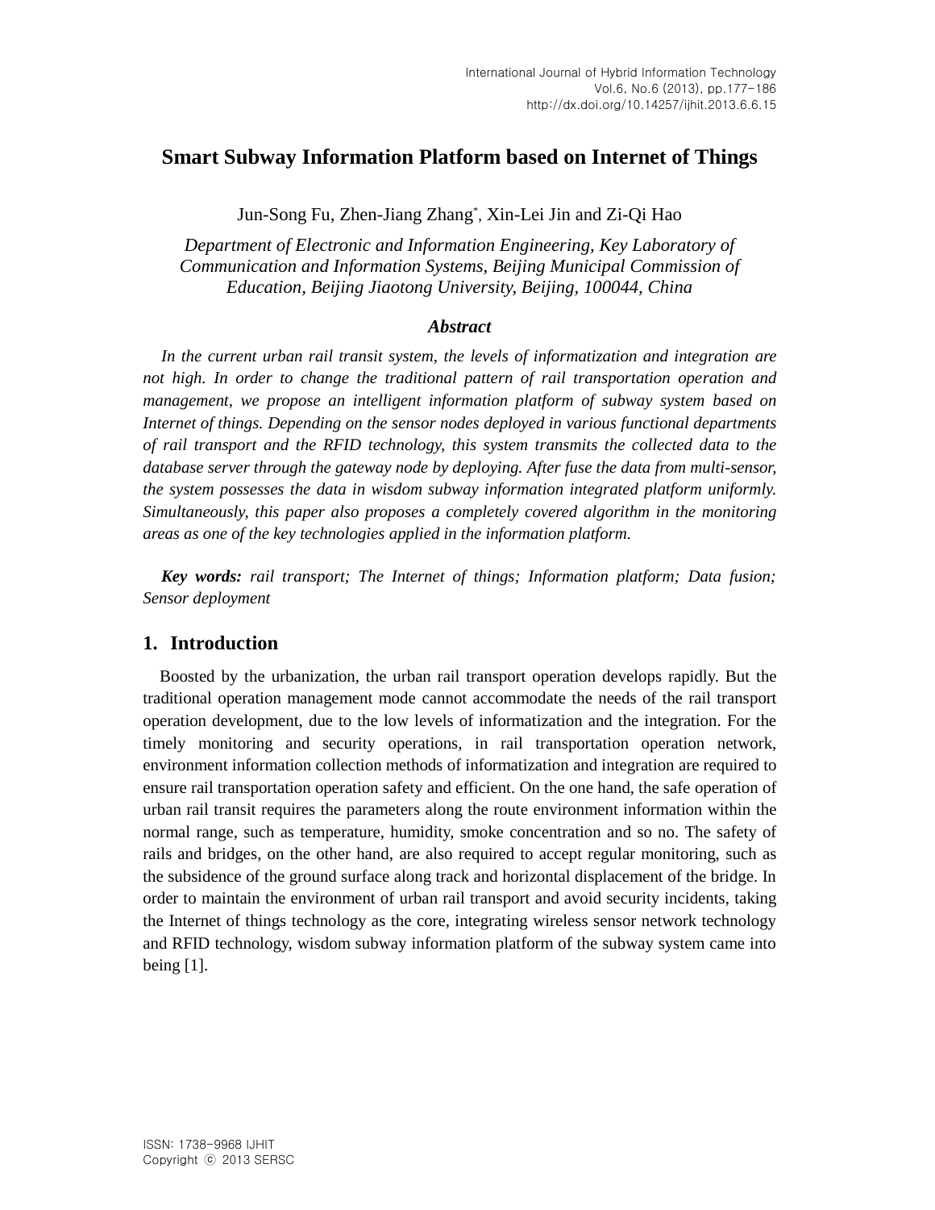# Smart Subway Information Platform based on Internet of Things

Jun-Song Fu, Zhen-Jiang Zhang*, Xin-Lei Jin and Zi-Qi Hao

*Department of Electronic and Information Engineering, Key Laboratory of Communication and Information Systems, Beijing Municipal Commission of Education, Beijing Jiaotong University, Beijing, 100044, China*

### *Abstract*

*In the current urban rail transit system, the levels of informatization and integration are not high. In order to change the traditional pattern of rail transportation operation and management, we propose an intelligent information platform of subway system based on Internet of things. Depending on the sensor nodes deployed in various functional departments of rail transport and the RFID technology, this system transmits the collected data to the database server through the gateway node by deploying. After fuse the data from multi-sensor, the system possesses the data in wisdom subway information integrated platform uniformly. Simultaneously, this paper also proposes a completely covered algorithm in the monitoring areas as one of the key technologies applied in the information platform.*

***Key words:*** *rail transport; The Internet of things; Information platform; Data fusion; Sensor deployment*

## 1. Introduction

Boosted by the urbanization, the urban rail transport operation develops rapidly. But the traditional operation management mode cannot accommodate the needs of the rail transport operation development, due to the low levels of informatization and the integration. For the timely monitoring and security operations, in rail transportation operation network, environment information collection methods of informatization and integration are required to ensure rail transportation operation safety and efficient. On the one hand, the safe operation of urban rail transit requires the parameters along the route environment information within the normal range, such as temperature, humidity, smoke concentration and so no. The safety of rails and bridges, on the other hand, are also required to accept regular monitoring, such as the subsidence of the ground surface along track and horizontal displacement of the bridge. In order to maintain the environment of urban rail transport and avoid security incidents, taking the Internet of things technology as the core, integrating wireless sensor network technology and RFID technology, wisdom subway information platform of the subway system came into being [1].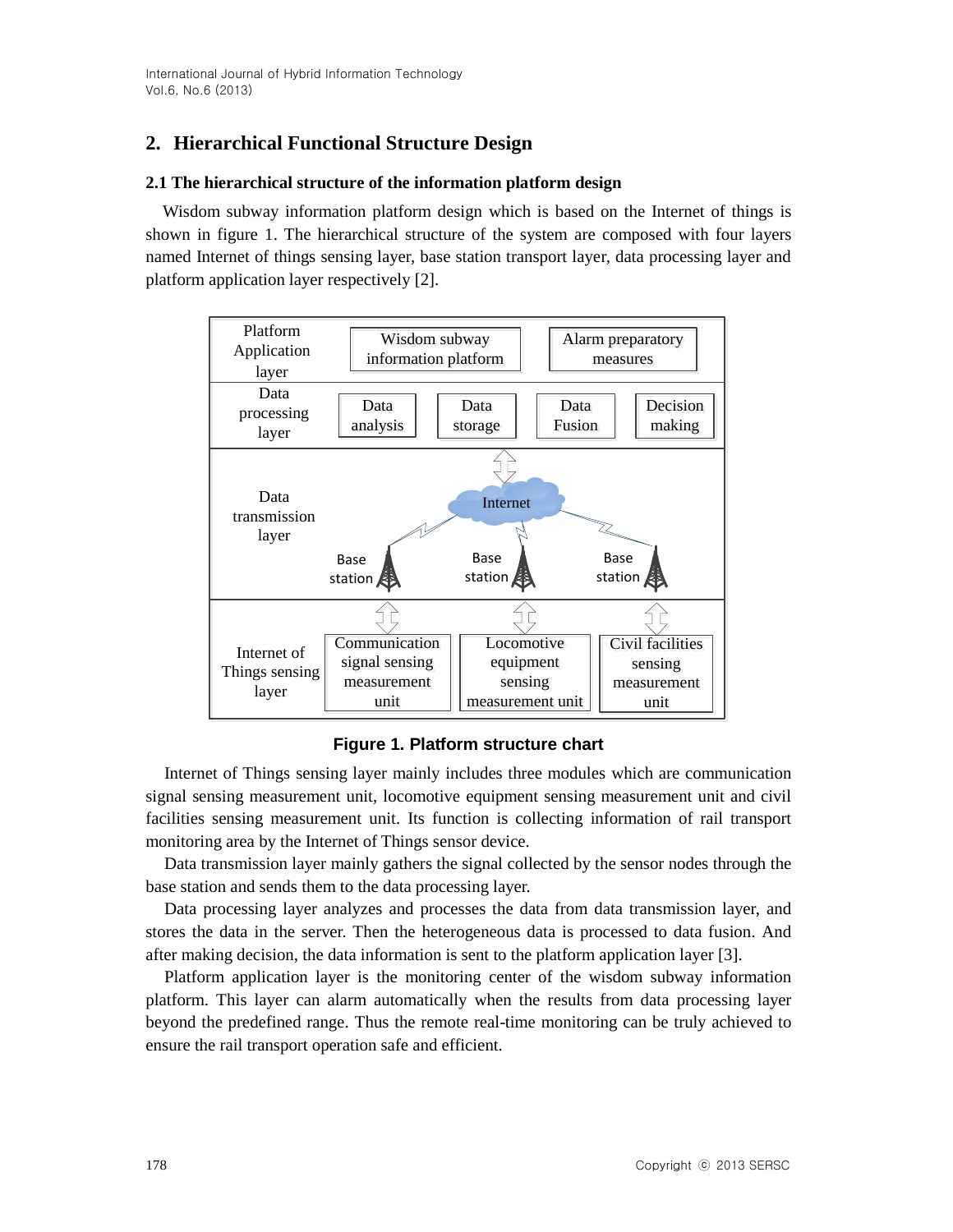## 2. Hierarchical Functional Structure Design

### 2.1 The hierarchical structure of the information platform design

Wisdom subway information platform design which is based on the Internet of things is shown in figure 1. The hierarchical structure of the system are composed with four layers named Internet of things sensing layer, base station transport layer, data processing layer and platform application layer respectively [2].

**Figure 1. Platform structure chart**

Internet of Things sensing layer mainly includes three modules which are communication signal sensing measurement unit, locomotive equipment sensing measurement unit and civil facilities sensing measurement unit. Its function is collecting information of rail transport monitoring area by the Internet of Things sensor device.

Data transmission layer mainly gathers the signal collected by the sensor nodes through the base station and sends them to the data processing layer.

Data processing layer analyzes and processes the data from data transmission layer, and stores the data in the server. Then the heterogeneous data is processed to data fusion. And after making decision, the data information is sent to the platform application layer [3].

Platform application layer is the monitoring center of the wisdom subway information platform. This layer can alarm automatically when the results from data processing layer beyond the predefined range. Thus the remote real-time monitoring can be truly achieved to ensure the rail transport operation safe and efficient.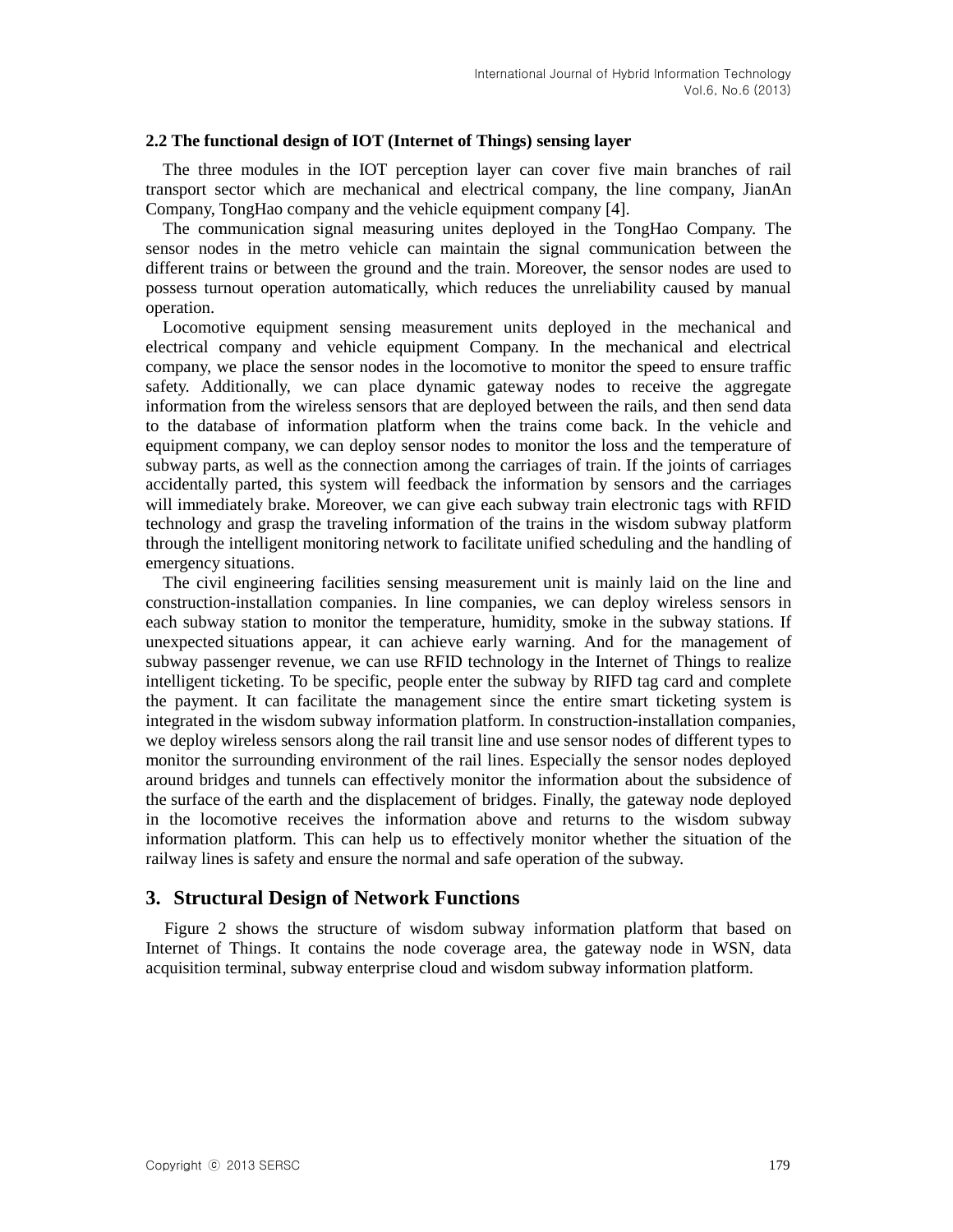### 2.2 The functional design of IOT (Internet of Things) sensing layer

The three modules in the IOT perception layer can cover five main branches of rail transport sector which are mechanical and electrical company, the line company, JianAn Company, TongHao company and the vehicle equipment company [4].

The communication signal measuring unites deployed in the TongHao Company. The sensor nodes in the metro vehicle can maintain the signal communication between the different trains or between the ground and the train. Moreover, the sensor nodes are used to possess turnout operation automatically, which reduces the unreliability caused by manual operation.

Locomotive equipment sensing measurement units deployed in the mechanical and electrical company and vehicle equipment Company. In the mechanical and electrical company, we place the sensor nodes in the locomotive to monitor the speed to ensure traffic safety. Additionally, we can place dynamic gateway nodes to receive the aggregate information from the wireless sensors that are deployed between the rails, and then send data to the database of information platform when the trains come back. In the vehicle and equipment company, we can deploy sensor nodes to monitor the loss and the temperature of subway parts, as well as the connection among the carriages of train. If the joints of carriages accidentally parted, this system will feedback the information by sensors and the carriages will immediately brake. Moreover, we can give each subway train electronic tags with RFID technology and grasp the traveling information of the trains in the wisdom subway platform through the intelligent monitoring network to facilitate unified scheduling and the handling of emergency situations.

The civil engineering facilities sensing measurement unit is mainly laid on the line and construction-installation companies. In line companies, we can deploy wireless sensors in each subway station to monitor the temperature, humidity, smoke in the subway stations. If unexpected situations appear, it can achieve early warning. And for the management of subway passenger revenue, we can use RFID technology in the Internet of Things to realize intelligent ticketing. To be specific, people enter the subway by RIFD tag card and complete the payment. It can facilitate the management since the entire smart ticketing system is integrated in the wisdom subway information platform. In construction-installation companies, we deploy wireless sensors along the rail transit line and use sensor nodes of different types to monitor the surrounding environment of the rail lines. Especially the sensor nodes deployed around bridges and tunnels can effectively monitor the information about the subsidence of the surface of the earth and the displacement of bridges. Finally, the gateway node deployed in the locomotive receives the information above and returns to the wisdom subway information platform. This can help us to effectively monitor whether the situation of the railway lines is safety and ensure the normal and safe operation of the subway.

## 3. Structural Design of Network Functions

Figure 2 shows the structure of wisdom subway information platform that based on Internet of Things. It contains the node coverage area, the gateway node in WSN, data acquisition terminal, subway enterprise cloud and wisdom subway information platform.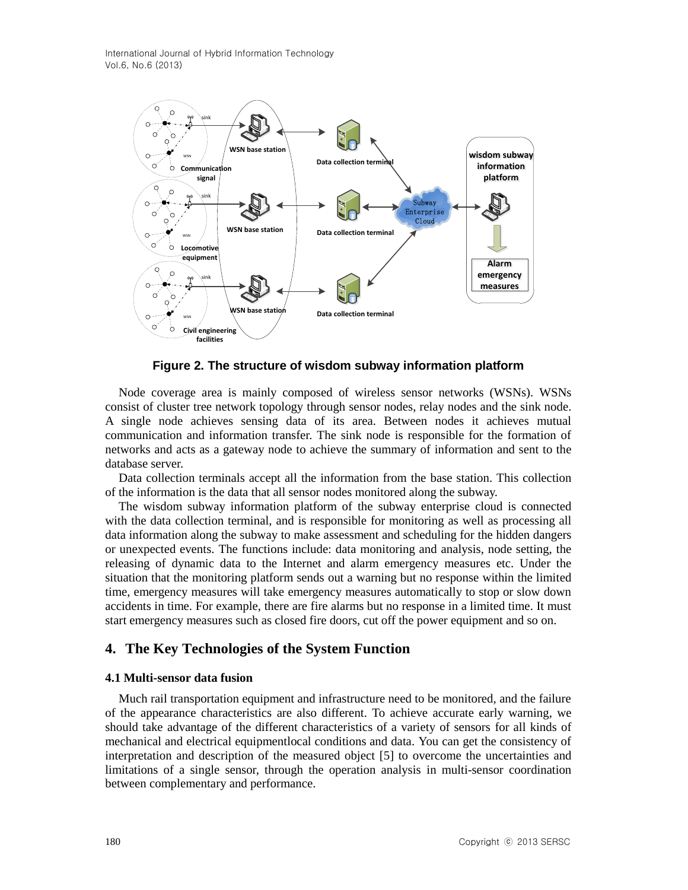**Figure 2. The structure of wisdom subway information platform**

Node coverage area is mainly composed of wireless sensor networks (WSNs). WSNs consist of cluster tree network topology through sensor nodes, relay nodes and the sink node. A single node achieves sensing data of its area. Between nodes it achieves mutual communication and information transfer. The sink node is responsible for the formation of networks and acts as a gateway node to achieve the summary of information and sent to the database server.

Data collection terminals accept all the information from the base station. This collection of the information is the data that all sensor nodes monitored along the subway.

The wisdom subway information platform of the subway enterprise cloud is connected with the data collection terminal, and is responsible for monitoring as well as processing all data information along the subway to make assessment and scheduling for the hidden dangers or unexpected events. The functions include: data monitoring and analysis, node setting, the releasing of dynamic data to the Internet and alarm emergency measures etc. Under the situation that the monitoring platform sends out a warning but no response within the limited time, emergency measures will take emergency measures automatically to stop or slow down accidents in time. For example, there are fire alarms but no response in a limited time. It must start emergency measures such as closed fire doors, cut off the power equipment and so on.

## 4. The Key Technologies of the System Function

### 4.1 Multi-sensor data fusion

Much rail transportation equipment and infrastructure need to be monitored, and the failure of the appearance characteristics are also different. To achieve accurate early warning, we should take advantage of the different characteristics of a variety of sensors for all kinds of mechanical and electrical equipmentlocal conditions and data. You can get the consistency of interpretation and description of the measured object [5] to overcome the uncertainties and limitations of a single sensor, through the operation analysis in multi-sensor coordination between complementary and performance.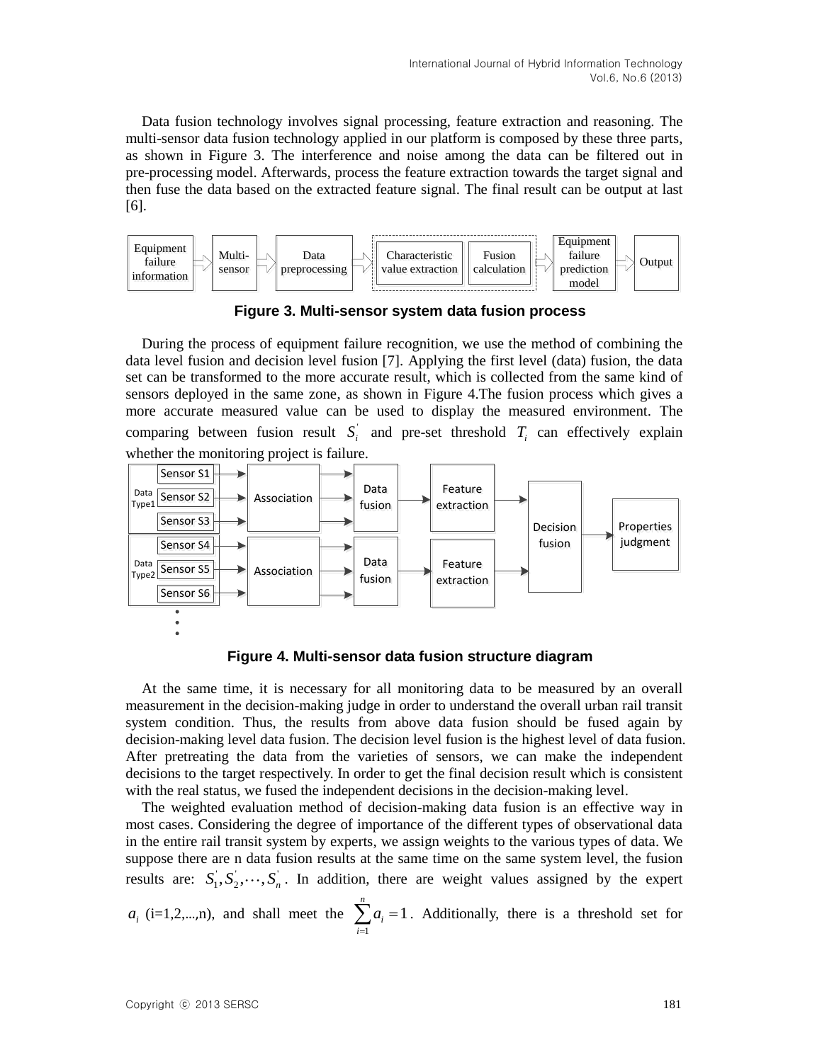Data fusion technology involves signal processing, feature extraction and reasoning. The multi-sensor data fusion technology applied in our platform is composed by these three parts, as shown in Figure 3. The interference and noise among the data can be filtered out in pre-processing model. Afterwards, process the feature extraction towards the target signal and then fuse the data based on the extracted feature signal. The final result can be output at last [6].

Figure 3. Multi-sensor system data fusion process

During the process of equipment failure recognition, we use the method of combining the data level fusion and decision level fusion [7]. Applying the first level (data) fusion, the data set can be transformed to the more accurate result, which is collected from the same kind of sensors deployed in the same zone, as shown in Figure 4.The fusion process which gives a more accurate measured value can be used to display the measured environment. The comparing between fusion result $S_i^{'}$ and pre-set threshold $T_i$ can effectively explain whether the monitoring project is failure.

Figure 4. Multi-sensor data fusion structure diagram

At the same time, it is necessary for all monitoring data to be measured by an overall measurement in the decision-making judge in order to understand the overall urban rail transit system condition. Thus, the results from above data fusion should be fused again by decision-making level data fusion. The decision level fusion is the highest level of data fusion. After pretreating the data from the varieties of sensors, we can make the independent decisions to the target respectively. In order to get the final decision result which is consistent with the real status, we fused the independent decisions in the decision-making level.

The weighted evaluation method of decision-making data fusion is an effective way in most cases. Considering the degree of importance of the different types of observational data in the entire rail transit system by experts, we assign weights to the various types of data. We suppose there are n data fusion results at the same time on the same system level, the fusion results are: $S_1^{'}, S_2^{'}, \cdots, S_n^{'}$. In addition, there are weight values assigned by the expert $a_i$ (i=1,2,...,n), and shall meet the $\sum_{i=1}^{n} a_i = 1$. Additionally, there is a threshold set for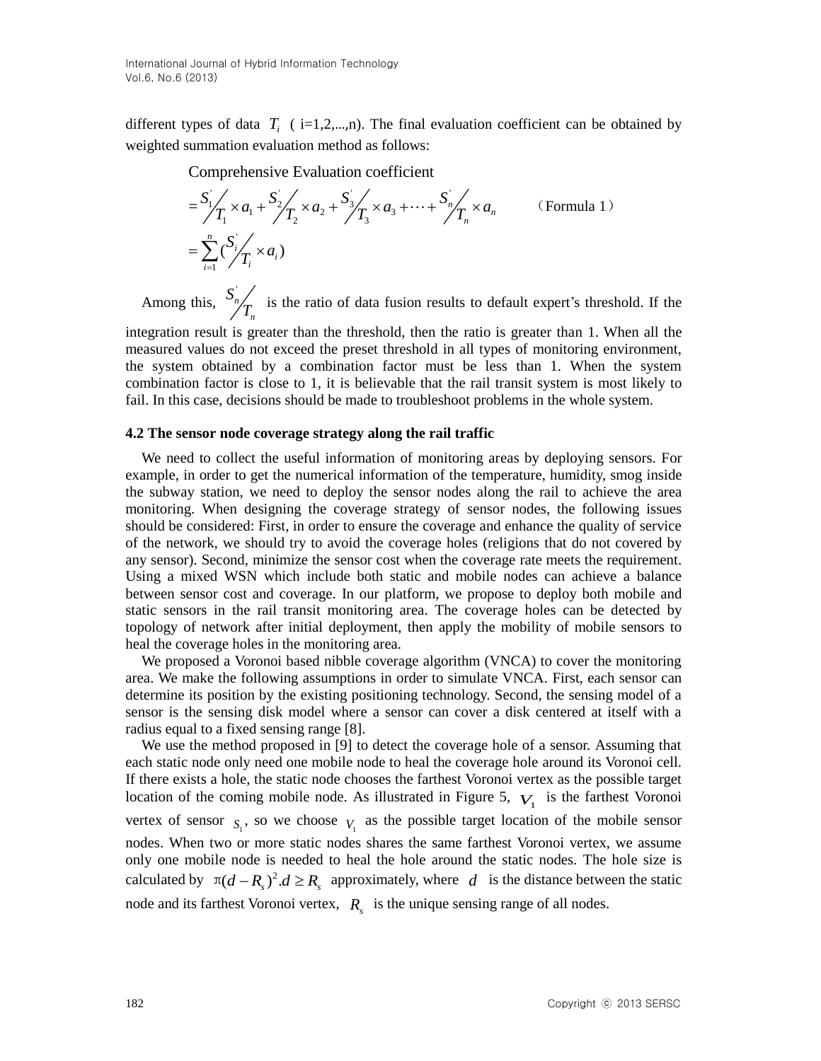different types of data $T_i$ ( i=1,2,...,n). The final evaluation coefficient can be obtained by weighted summation evaluation method as follows:

$$
\begin{aligned}
&\text{Comprehensive Evaluation coefficient} \\
&= S_1^{'}/T_1 \times a_1 + S_2^{'}/T_2 \times a_2 + S_3^{'}/T_3 \times a_3 + \cdots + S_n^{'}/T_n \times a_n \qquad \text{(Formula 1)} \\
&= \sum_{i=1}^{n} (S_i^{'}/T_i \times a_i)
\end{aligned}
$$

Among this, $S_n^{'}/T_n$ is the ratio of data fusion results to default expert's threshold. If the integration result is greater than the threshold, then the ratio is greater than 1. When all the measured values do not exceed the preset threshold in all types of monitoring environment, the system obtained by a combination factor must be less than 1. When the system combination factor is close to 1, it is believable that the rail transit system is most likely to fail. In this case, decisions should be made to troubleshoot problems in the whole system.

### 4.2 The sensor node coverage strategy along the rail traffic

We need to collect the useful information of monitoring areas by deploying sensors. For example, in order to get the numerical information of the temperature, humidity, smog inside the subway station, we need to deploy the sensor nodes along the rail to achieve the area monitoring. When designing the coverage strategy of sensor nodes, the following issues should be considered: First, in order to ensure the coverage and enhance the quality of service of the network, we should try to avoid the coverage holes (religions that do not covered by any sensor). Second, minimize the sensor cost when the coverage rate meets the requirement. Using a mixed WSN which include both static and mobile nodes can achieve a balance between sensor cost and coverage. In our platform, we propose to deploy both mobile and static sensors in the rail transit monitoring area. The coverage holes can be detected by topology of network after initial deployment, then apply the mobility of mobile sensors to heal the coverage holes in the monitoring area.

We proposed a Voronoi based nibble coverage algorithm (VNCA) to cover the monitoring area. We make the following assumptions in order to simulate VNCA. First, each sensor can determine its position by the existing positioning technology. Second, the sensing model of a sensor is the sensing disk model where a sensor can cover a disk centered at itself with a radius equal to a fixed sensing range [8].

We use the method proposed in [9] to detect the coverage hole of a sensor. Assuming that each static node only need one mobile node to heal the coverage hole around its Voronoi cell. If there exists a hole, the static node chooses the farthest Voronoi vertex as the possible target location of the coming mobile node. As illustrated in Figure 5, $V_1$ is the farthest Voronoi vertex of sensor $S_1$, so we choose $V_1$ as the possible target location of the mobile sensor nodes. When two or more static nodes shares the same farthest Voronoi vertex, we assume only one mobile node is needed to heal the hole around the static nodes. The hole size is calculated by $\pi(d - R_s)^2 . d \geq R_s$ approximately, where $d$ is the distance between the static node and its farthest Voronoi vertex, $R_s$ is the unique sensing range of all nodes.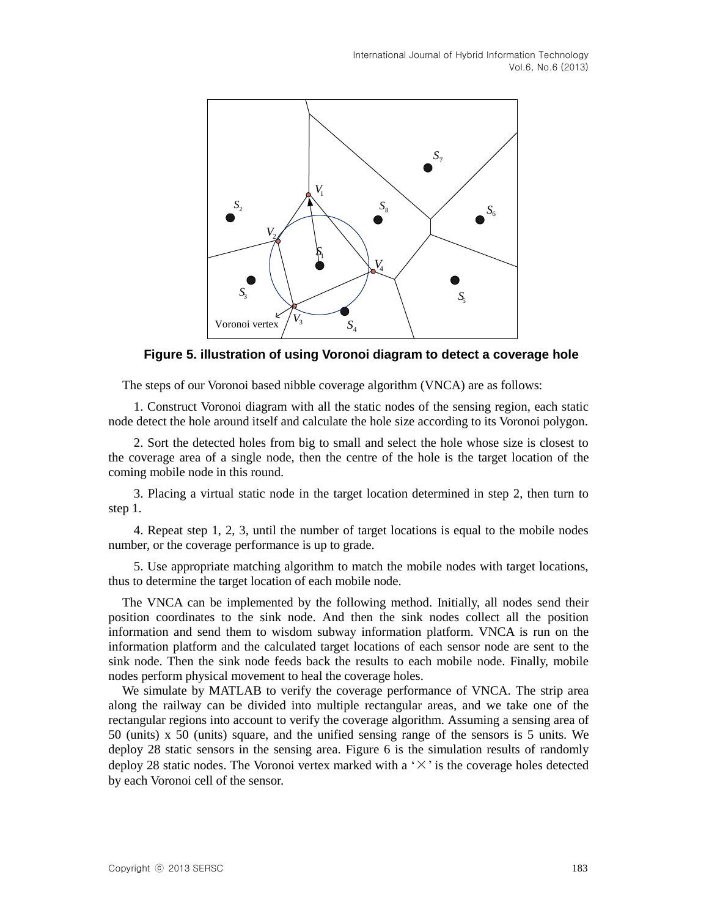Figure 5. illustration of using Voronoi diagram to detect a coverage hole

The steps of our Voronoi based nibble coverage algorithm (VNCA) are as follows:

1. Construct Voronoi diagram with all the static nodes of the sensing region, each static node detect the hole around itself and calculate the hole size according to its Voronoi polygon.

2. Sort the detected holes from big to small and select the hole whose size is closest to the coverage area of a single node, then the centre of the hole is the target location of the coming mobile node in this round.

3. Placing a virtual static node in the target location determined in step 2, then turn to step 1.

4. Repeat step 1, 2, 3, until the number of target locations is equal to the mobile nodes number, or the coverage performance is up to grade.

5. Use appropriate matching algorithm to match the mobile nodes with target locations, thus to determine the target location of each mobile node.

The VNCA can be implemented by the following method. Initially, all nodes send their position coordinates to the sink node. And then the sink nodes collect all the position information and send them to wisdom subway information platform. VNCA is run on the information platform and the calculated target locations of each sensor node are sent to the sink node. Then the sink node feeds back the results to each mobile node. Finally, mobile nodes perform physical movement to heal the coverage holes.

We simulate by MATLAB to verify the coverage performance of VNCA. The strip area along the railway can be divided into multiple rectangular areas, and we take one of the rectangular regions into account to verify the coverage algorithm. Assuming a sensing area of 50 (units) x 50 (units) square, and the unified sensing range of the sensors is 5 units. We deploy 28 static sensors in the sensing area. Figure 6 is the simulation results of randomly deploy 28 static nodes. The Voronoi vertex marked with a '×' is the coverage holes detected by each Voronoi cell of the sensor.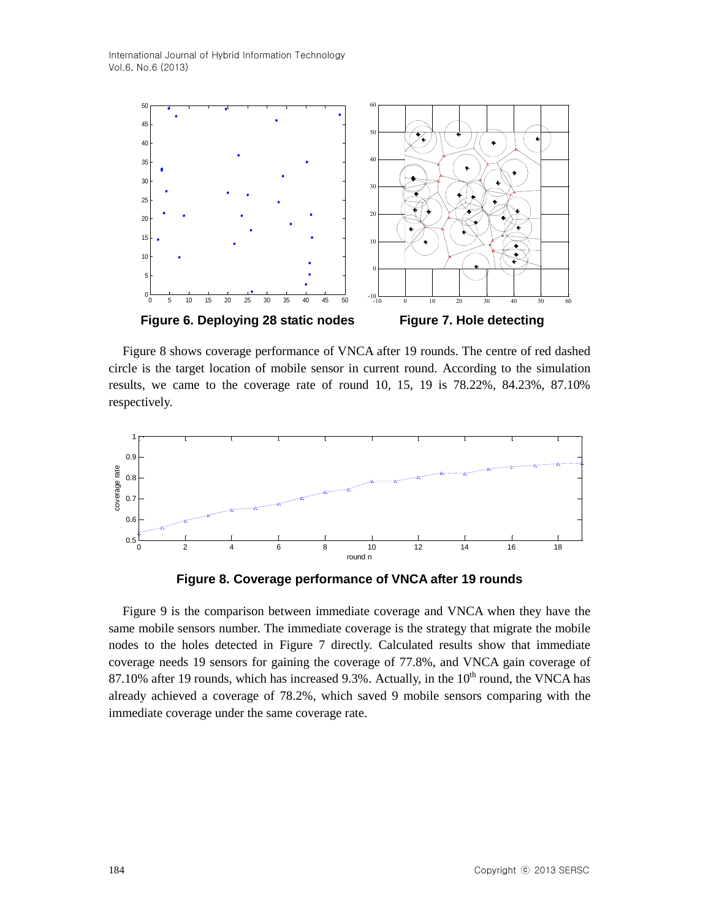Figure 6. Deploying 28 static nodes

Figure 7. Hole detecting

Figure 8 shows coverage performance of VNCA after 19 rounds. The centre of red dashed circle is the target location of mobile sensor in current round. According to the simulation results, we came to the coverage rate of round 10, 15, 19 is 78.22%, 84.23%, 87.10% respectively.

Figure 8. Coverage performance of VNCA after 19 rounds

Figure 9 is the comparison between immediate coverage and VNCA when they have the same mobile sensors number. The immediate coverage is the strategy that migrate the mobile nodes to the holes detected in Figure 7 directly. Calculated results show that immediate coverage needs 19 sensors for gaining the coverage of 77.8%, and VNCA gain coverage of 87.10% after 19 rounds, which has increased 9.3%. Actually, in the $10^{th}$ round, the VNCA has already achieved a coverage of 78.2%, which saved 9 mobile sensors comparing with the immediate coverage under the same coverage rate.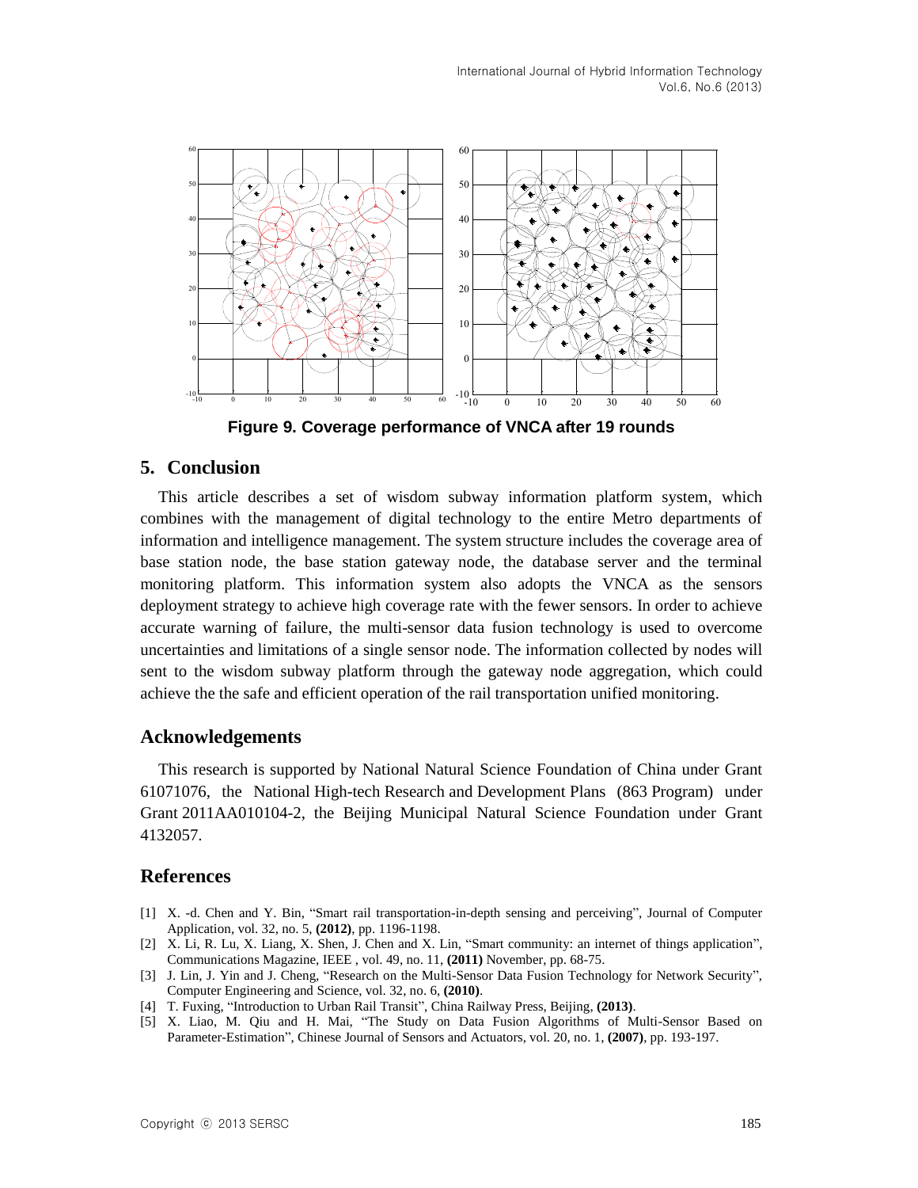Figure 9. Coverage performance of VNCA after 19 rounds

## 5. Conclusion

This article describes a set of wisdom subway information platform system, which combines with the management of digital technology to the entire Metro departments of information and intelligence management. The system structure includes the coverage area of base station node, the base station gateway node, the database server and the terminal monitoring platform. This information system also adopts the VNCA as the sensors deployment strategy to achieve high coverage rate with the fewer sensors. In order to achieve accurate warning of failure, the multi-sensor data fusion technology is used to overcome uncertainties and limitations of a single sensor node. The information collected by nodes will sent to the wisdom subway platform through the gateway node aggregation, which could achieve the the safe and efficient operation of the rail transportation unified monitoring.

## Acknowledgements

This research is supported by National Natural Science Foundation of China under Grant 61071076, the National High-tech Research and Development Plans (863 Program) under Grant 2011AA010104-2, the Beijing Municipal Natural Science Foundation under Grant 4132057.

## References

[1] X. -d. Chen and Y. Bin, "Smart rail transportation-in-depth sensing and perceiving", Journal of Computer Application, vol. 32, no. 5, **(2012)**, pp. 1196-1198.

[2] X. Li, R. Lu, X. Liang, X. Shen, J. Chen and X. Lin, "Smart community: an internet of things application", Communications Magazine, IEEE , vol. 49, no. 11, **(2011)** November, pp. 68-75.

[3] J. Lin, J. Yin and J. Cheng, "Research on the Multi-Sensor Data Fusion Technology for Network Security", Computer Engineering and Science, vol. 32, no. 6, **(2010)**.

[4] T. Fuxing, "Introduction to Urban Rail Transit", China Railway Press, Beijing, **(2013)**.

[5] X. Liao, M. Qiu and H. Mai, "The Study on Data Fusion Algorithms of Multi-Sensor Based on Parameter-Estimation", Chinese Journal of Sensors and Actuators, vol. 20, no. 1, **(2007)**, pp. 193-197.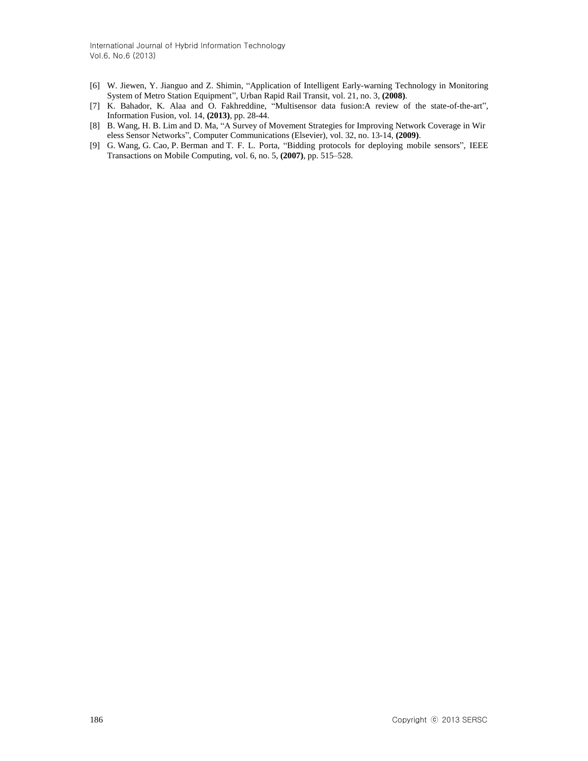[6] W. Jiewen, Y. Jianguo and Z. Shimin, "Application of Intelligent Early-warning Technology in Monitoring System of Metro Station Equipment", Urban Rapid Rail Transit, vol. 21, no. 3, **(2008)**.

[7] K. Bahador, K. Alaa and O. Fakhreddine, "Multisensor data fusion:A review of the state-of-the-art", Information Fusion, vol. 14, **(2013)**, pp. 28-44.

[8] B. Wang, H. B. Lim and D. Ma, "A Survey of Movement Strategies for Improving Network Coverage in Wireless Sensor Networks", Computer Communications (Elsevier), vol. 32, no. 13-14, **(2009)**.

[9] G. Wang, G. Cao, P. Berman and T. F. L. Porta, "Bidding protocols for deploying mobile sensors", IEEE Transactions on Mobile Computing, vol. 6, no. 5, **(2007)**, pp. 515–528.